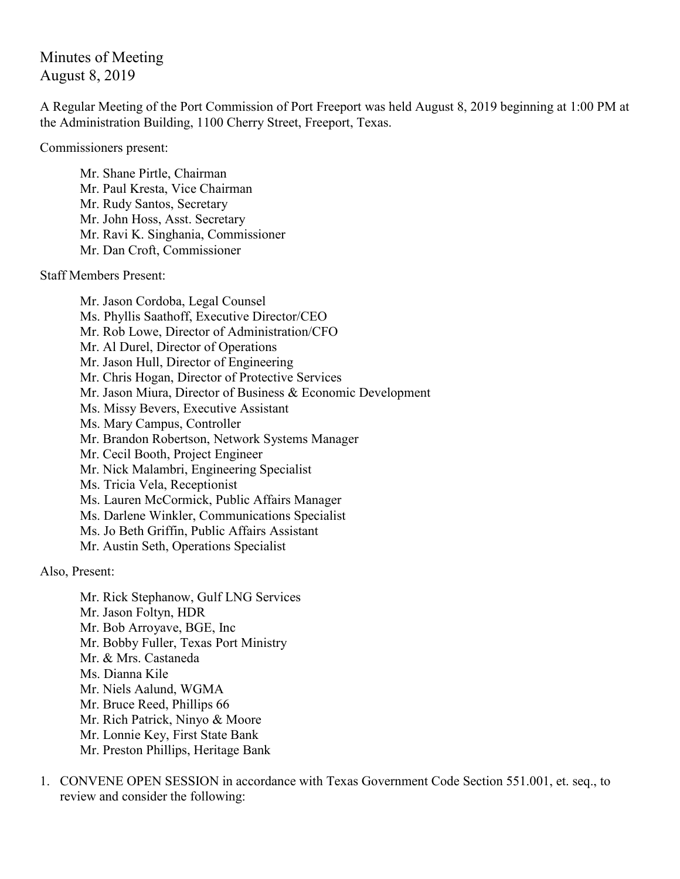# Minutes of Meeting
August 8, 2019

A Regular Meeting of the Port Commission of Port Freeport was held August 8, 2019 beginning at 1:00 PM at the Administration Building, 1100 Cherry Street, Freeport, Texas.

Commissioners present:

- Mr. Shane Pirtle, Chairman
- Mr. Paul Kresta, Vice Chairman
- Mr. Rudy Santos, Secretary
- Mr. John Hoss, Asst. Secretary
- Mr. Ravi K. Singhania, Commissioner
- Mr. Dan Croft, Commissioner

Staff Members Present:

- Mr. Jason Cordoba, Legal Counsel
- Ms. Phyllis Saathoff, Executive Director/CEO
- Mr. Rob Lowe, Director of Administration/CFO
- Mr. Al Durel, Director of Operations
- Mr. Jason Hull, Director of Engineering
- Mr. Chris Hogan, Director of Protective Services
- Mr. Jason Miura, Director of Business & Economic Development
- Ms. Missy Bevers, Executive Assistant
- Ms. Mary Campus, Controller
- Mr. Brandon Robertson, Network Systems Manager
- Mr. Cecil Booth, Project Engineer
- Mr. Nick Malambri, Engineering Specialist
- Ms. Tricia Vela, Receptionist
- Ms. Lauren McCormick, Public Affairs Manager
- Ms. Darlene Winkler, Communications Specialist
- Ms. Jo Beth Griffin, Public Affairs Assistant
- Mr. Austin Seth, Operations Specialist

Also, Present:

- Mr. Rick Stephanow, Gulf LNG Services
- Mr. Jason Foltyn, HDR
- Mr. Bob Arroyave, BGE, Inc
- Mr. Bobby Fuller, Texas Port Ministry
- Mr. & Mrs. Castaneda
- Ms. Dianna Kile
- Mr. Niels Aalund, WGMA
- Mr. Bruce Reed, Phillips 66
- Mr. Rich Patrick, Ninyo & Moore
- Mr. Lonnie Key, First State Bank
- Mr. Preston Phillips, Heritage Bank

1. CONVENE OPEN SESSION in accordance with Texas Government Code Section 551.001, et. seq., to review and consider the following: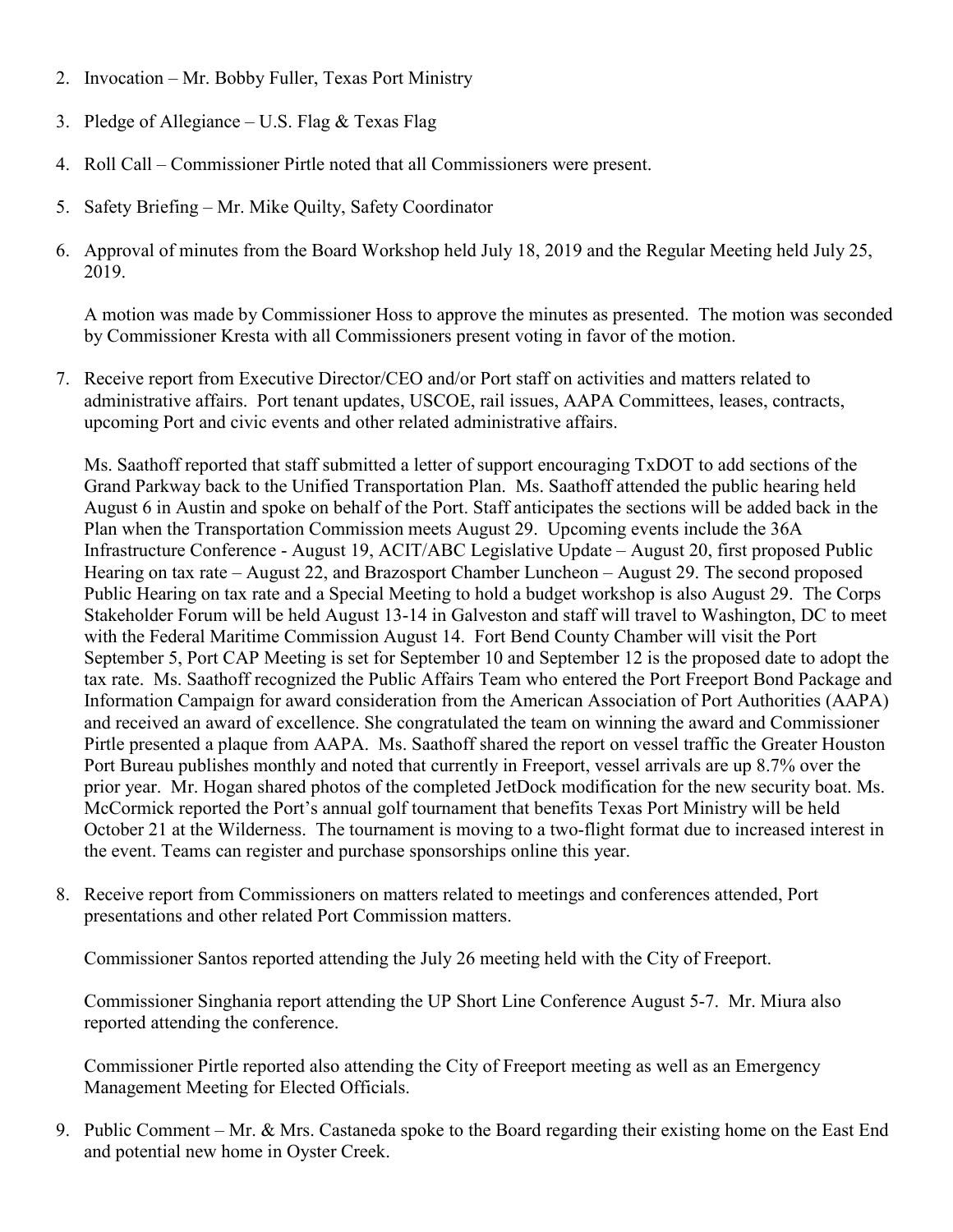2. Invocation – Mr. Bobby Fuller, Texas Port Ministry

3. Pledge of Allegiance – U.S. Flag & Texas Flag

4. Roll Call – Commissioner Pirtle noted that all Commissioners were present.

5. Safety Briefing – Mr. Mike Quilty, Safety Coordinator

6. Approval of minutes from the Board Workshop held July 18, 2019 and the Regular Meeting held July 25, 2019.

   A motion was made by Commissioner Hoss to approve the minutes as presented. The motion was seconded by Commissioner Kresta with all Commissioners present voting in favor of the motion.

7. Receive report from Executive Director/CEO and/or Port staff on activities and matters related to administrative affairs. Port tenant updates, USCOE, rail issues, AAPA Committees, leases, contracts, upcoming Port and civic events and other related administrative affairs.

   Ms. Saathoff reported that staff submitted a letter of support encouraging TxDOT to add sections of the Grand Parkway back to the Unified Transportation Plan. Ms. Saathoff attended the public hearing held August 6 in Austin and spoke on behalf of the Port. Staff anticipates the sections will be added back in the Plan when the Transportation Commission meets August 29. Upcoming events include the 36A Infrastructure Conference - August 19, ACIT/ABC Legislative Update – August 20, first proposed Public Hearing on tax rate – August 22, and Brazosport Chamber Luncheon – August 29. The second proposed Public Hearing on tax rate and a Special Meeting to hold a budget workshop is also August 29. The Corps Stakeholder Forum will be held August 13-14 in Galveston and staff will travel to Washington, DC to meet with the Federal Maritime Commission August 14. Fort Bend County Chamber will visit the Port September 5, Port CAP Meeting is set for September 10 and September 12 is the proposed date to adopt the tax rate. Ms. Saathoff recognized the Public Affairs Team who entered the Port Freeport Bond Package and Information Campaign for award consideration from the American Association of Port Authorities (AAPA) and received an award of excellence. She congratulated the team on winning the award and Commissioner Pirtle presented a plaque from AAPA. Ms. Saathoff shared the report on vessel traffic the Greater Houston Port Bureau publishes monthly and noted that currently in Freeport, vessel arrivals are up 8.7% over the prior year. Mr. Hogan shared photos of the completed JetDock modification for the new security boat. Ms. McCormick reported the Port's annual golf tournament that benefits Texas Port Ministry will be held October 21 at the Wilderness. The tournament is moving to a two-flight format due to increased interest in the event. Teams can register and purchase sponsorships online this year.

8. Receive report from Commissioners on matters related to meetings and conferences attended, Port presentations and other related Port Commission matters.

   Commissioner Santos reported attending the July 26 meeting held with the City of Freeport.

   Commissioner Singhania report attending the UP Short Line Conference August 5-7. Mr. Miura also reported attending the conference.

   Commissioner Pirtle reported also attending the City of Freeport meeting as well as an Emergency Management Meeting for Elected Officials.

9. Public Comment – Mr. & Mrs. Castaneda spoke to the Board regarding their existing home on the East End and potential new home in Oyster Creek.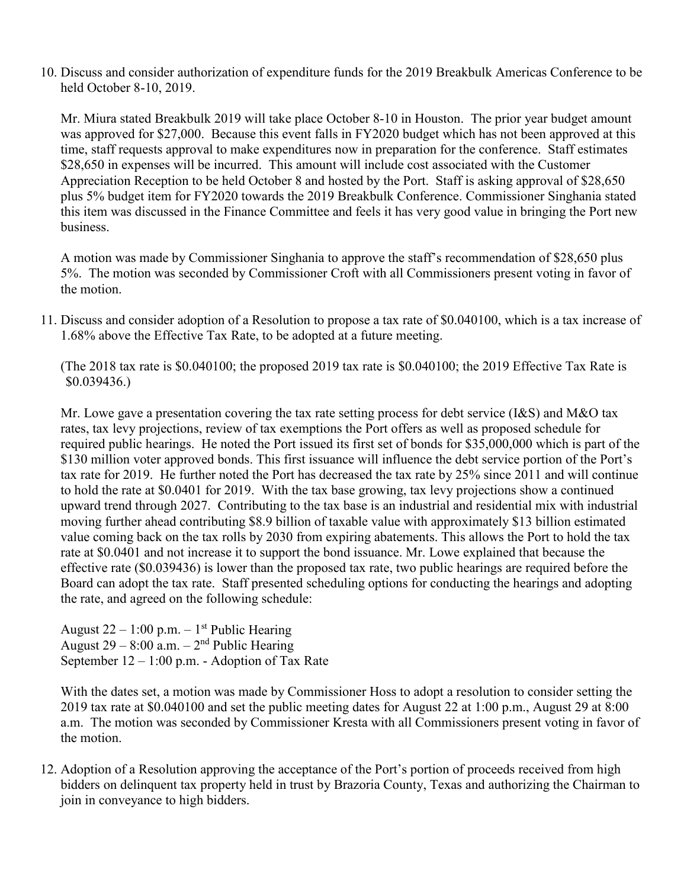10. Discuss and consider authorization of expenditure funds for the 2019 Breakbulk Americas Conference to be held October 8-10, 2019.

    Mr. Miura stated Breakbulk 2019 will take place October 8-10 in Houston. The prior year budget amount was approved for $27,000. Because this event falls in FY2020 budget which has not been approved at this time, staff requests approval to make expenditures now in preparation for the conference. Staff estimates $28,650 in expenses will be incurred. This amount will include cost associated with the Customer Appreciation Reception to be held October 8 and hosted by the Port. Staff is asking approval of $28,650 plus 5% budget item for FY2020 towards the 2019 Breakbulk Conference. Commissioner Singhania stated this item was discussed in the Finance Committee and feels it has very good value in bringing the Port new business.

    A motion was made by Commissioner Singhania to approve the staff's recommendation of $28,650 plus 5%. The motion was seconded by Commissioner Croft with all Commissioners present voting in favor of the motion.

11. Discuss and consider adoption of a Resolution to propose a tax rate of $0.040100, which is a tax increase of 1.68% above the Effective Tax Rate, to be adopted at a future meeting.

    (The 2018 tax rate is $0.040100; the proposed 2019 tax rate is $0.040100; the 2019 Effective Tax Rate is $0.039436.)

    Mr. Lowe gave a presentation covering the tax rate setting process for debt service (I&S) and M&O tax rates, tax levy projections, review of tax exemptions the Port offers as well as proposed schedule for required public hearings. He noted the Port issued its first set of bonds for $35,000,000 which is part of the $130 million voter approved bonds. This first issuance will influence the debt service portion of the Port's tax rate for 2019. He further noted the Port has decreased the tax rate by 25% since 2011 and will continue to hold the rate at $0.0401 for 2019. With the tax base growing, tax levy projections show a continued upward trend through 2027. Contributing to the tax base is an industrial and residential mix with industrial moving further ahead contributing $8.9 billion of taxable value with approximately $13 billion estimated value coming back on the tax rolls by 2030 from expiring abatements. This allows the Port to hold the tax rate at $0.0401 and not increase it to support the bond issuance. Mr. Lowe explained that because the effective rate ($0.039436) is lower than the proposed tax rate, two public hearings are required before the Board can adopt the tax rate. Staff presented scheduling options for conducting the hearings and adopting the rate, and agreed on the following schedule:

    August 22 – 1:00 p.m. – 1st Public Hearing
    August 29 – 8:00 a.m. – 2nd Public Hearing
    September 12 – 1:00 p.m. - Adoption of Tax Rate

    With the dates set, a motion was made by Commissioner Hoss to adopt a resolution to consider setting the 2019 tax rate at $0.040100 and set the public meeting dates for August 22 at 1:00 p.m., August 29 at 8:00 a.m. The motion was seconded by Commissioner Kresta with all Commissioners present voting in favor of the motion.

12. Adoption of a Resolution approving the acceptance of the Port's portion of proceeds received from high bidders on delinquent tax property held in trust by Brazoria County, Texas and authorizing the Chairman to join in conveyance to high bidders.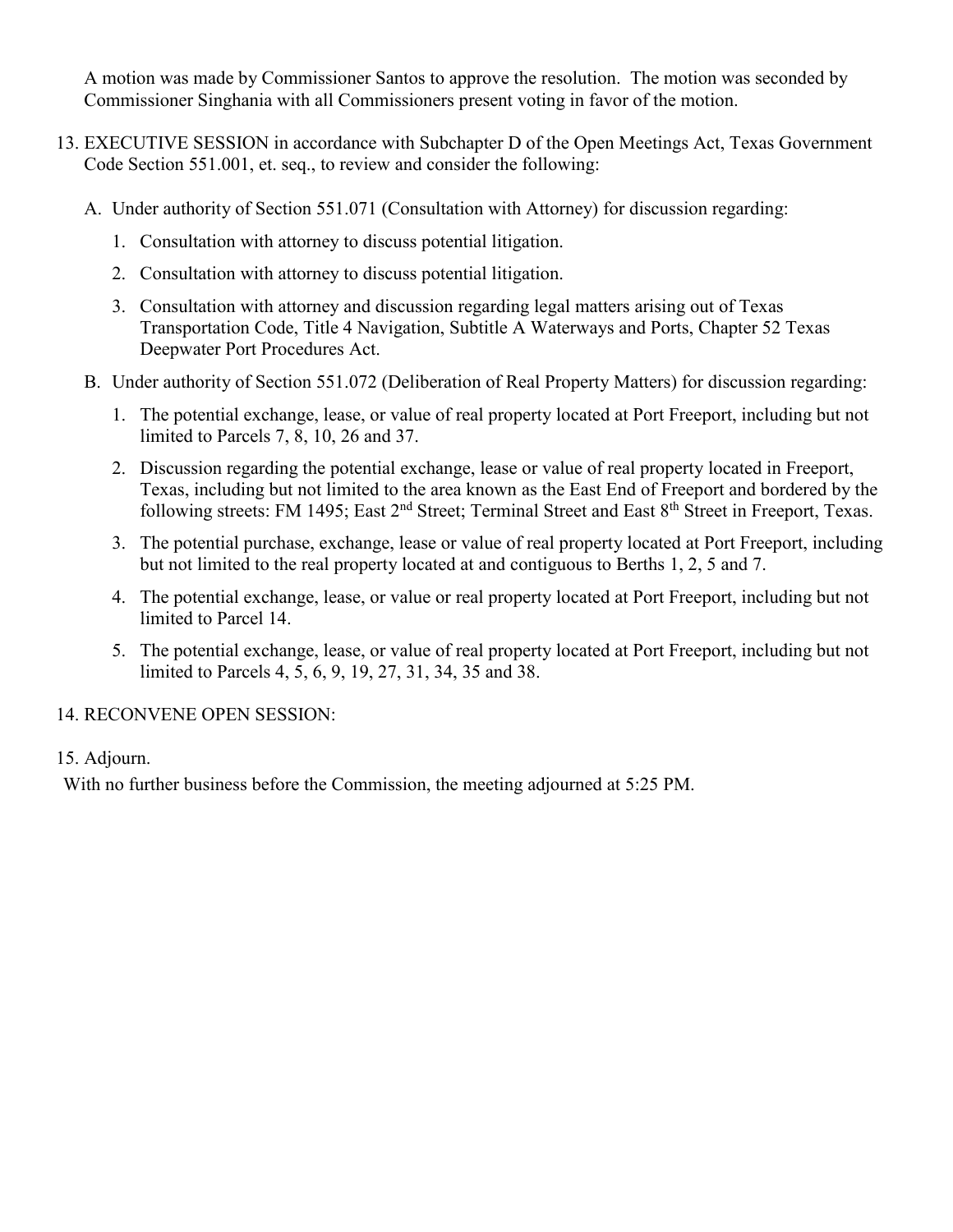A motion was made by Commissioner Santos to approve the resolution. The motion was seconded by Commissioner Singhania with all Commissioners present voting in favor of the motion.

13. EXECUTIVE SESSION in accordance with Subchapter D of the Open Meetings Act, Texas Government Code Section 551.001, et. seq., to review and consider the following:

    A. Under authority of Section 551.071 (Consultation with Attorney) for discussion regarding:

       1. Consultation with attorney to discuss potential litigation.

       2. Consultation with attorney to discuss potential litigation.

       3. Consultation with attorney and discussion regarding legal matters arising out of Texas Transportation Code, Title 4 Navigation, Subtitle A Waterways and Ports, Chapter 52 Texas Deepwater Port Procedures Act.

    B. Under authority of Section 551.072 (Deliberation of Real Property Matters) for discussion regarding:

       1. The potential exchange, lease, or value of real property located at Port Freeport, including but not limited to Parcels 7, 8, 10, 26 and 37.

       2. Discussion regarding the potential exchange, lease or value of real property located in Freeport, Texas, including but not limited to the area known as the East End of Freeport and bordered by the following streets: FM 1495; East 2nd Street; Terminal Street and East 8th Street in Freeport, Texas.

       3. The potential purchase, exchange, lease or value of real property located at Port Freeport, including but not limited to the real property located at and contiguous to Berths 1, 2, 5 and 7.

       4. The potential exchange, lease, or value or real property located at Port Freeport, including but not limited to Parcel 14.

       5. The potential exchange, lease, or value of real property located at Port Freeport, including but not limited to Parcels 4, 5, 6, 9, 19, 27, 31, 34, 35 and 38.

14. RECONVENE OPEN SESSION:

15. Adjourn.

With no further business before the Commission, the meeting adjourned at 5:25 PM.